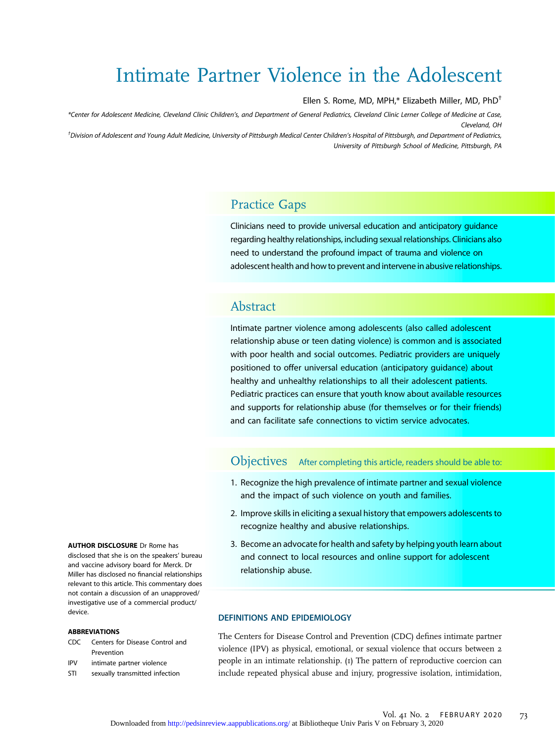# Intimate Partner Violence in the Adolescent

Ellen S. Rome, MD, MPH,* Elizabeth Miller, MD, PhD[†]

*Center for Adolescent Medicine, Cleveland Clinic Children's, and Department of General Pediatrics, Cleveland Clinic Lerner College of Medicine at Case, Cleveland, OH

[†]Division of Adolescent and Young Adult Medicine, University of Pittsburgh Medical Center Children's Hospital of Pittsburgh, and Department of Pediatrics, University of Pittsburgh School of Medicine, Pittsburgh, PA

## Practice Gaps

Clinicians need to provide universal education and anticipatory guidance regarding healthy relationships, including sexual relationships. Clinicians also need to understand the profound impact of trauma and violence on adolescent health and how to prevent and intervene in abusive relationships.

## Abstract

Intimate partner violence among adolescents (also called adolescent relationship abuse or teen dating violence) is common and is associated with poor health and social outcomes. Pediatric providers are uniquely positioned to offer universal education (anticipatory guidance) about healthy and unhealthy relationships to all their adolescent patients. Pediatric practices can ensure that youth know about available resources and supports for relationship abuse (for themselves or for their friends) and can facilitate safe connections to victim service advocates.

## Objectives After completing this article, readers should be able to:

1. Recognize the high prevalence of intimate partner and sexual violence and the impact of such violence on youth and families.
2. Improve skills in eliciting a sexual history that empowers adolescents to recognize healthy and abusive relationships.
3. Become an advocate for health and safety by helping youth learn about and connect to local resources and online support for adolescent relationship abuse.

**AUTHOR DISCLOSURE** Dr Rome has disclosed that she is on the speakers' bureau and vaccine advisory board for Merck. Dr Miller has disclosed no financial relationships relevant to this article. This commentary does not contain a discussion of an unapproved/investigative use of a commercial product/device.

**ABBREVIATIONS**

| | |
|---|---|
| CDC | Centers for Disease Control and Prevention |
| IPV | intimate partner violence |
| STI | sexually transmitted infection |

### DEFINITIONS AND EPIDEMIOLOGY

The Centers for Disease Control and Prevention (CDC) defines intimate partner violence (IPV) as physical, emotional, or sexual violence that occurs between 2 people in an intimate relationship. (1) The pattern of reproductive coercion can include repeated physical abuse and injury, progressive isolation, intimidation,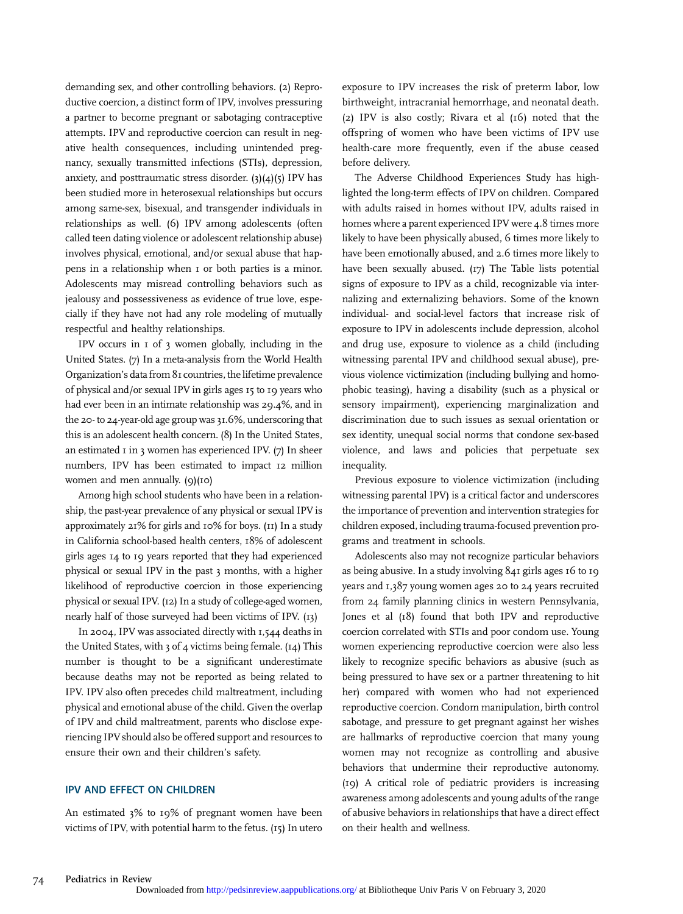demanding sex, and other controlling behaviors. (2) Reproductive coercion, a distinct form of IPV, involves pressuring a partner to become pregnant or sabotaging contraceptive attempts. IPV and reproductive coercion can result in negative health consequences, including unintended pregnancy, sexually transmitted infections (STIs), depression, anxiety, and posttraumatic stress disorder. (3)(4)(5) IPV has been studied more in heterosexual relationships but occurs among same-sex, bisexual, and transgender individuals in relationships as well. (6) IPV among adolescents (often called teen dating violence or adolescent relationship abuse) involves physical, emotional, and/or sexual abuse that happens in a relationship when 1 or both parties is a minor. Adolescents may misread controlling behaviors such as jealousy and possessiveness as evidence of true love, especially if they have not had any role modeling of mutually respectful and healthy relationships.

IPV occurs in 1 of 3 women globally, including in the United States. (7) In a meta-analysis from the World Health Organization's data from 81 countries, the lifetime prevalence of physical and/or sexual IPV in girls ages 15 to 19 years who had ever been in an intimate relationship was 29.4%, and in the 20- to 24-year-old age group was 31.6%, underscoring that this is an adolescent health concern. (8) In the United States, an estimated 1 in 3 women has experienced IPV. (7) In sheer numbers, IPV has been estimated to impact 12 million women and men annually. (9)(10)

Among high school students who have been in a relationship, the past-year prevalence of any physical or sexual IPV is approximately 21% for girls and 10% for boys. (11) In a study in California school-based health centers, 18% of adolescent girls ages 14 to 19 years reported that they had experienced physical or sexual IPV in the past 3 months, with a higher likelihood of reproductive coercion in those experiencing physical or sexual IPV. (12) In a study of college-aged women, nearly half of those surveyed had been victims of IPV. (13)

In 2004, IPV was associated directly with 1,544 deaths in the United States, with 3 of 4 victims being female. (14) This number is thought to be a significant underestimate because deaths may not be reported as being related to IPV. IPV also often precedes child maltreatment, including physical and emotional abuse of the child. Given the overlap of IPV and child maltreatment, parents who disclose experiencing IPV should also be offered support and resources to ensure their own and their children's safety.

## IPV AND EFFECT ON CHILDREN

An estimated 3% to 19% of pregnant women have been victims of IPV, with potential harm to the fetus. (15) In utero exposure to IPV increases the risk of preterm labor, low birthweight, intracranial hemorrhage, and neonatal death. (2) IPV is also costly; Rivara et al (16) noted that the offspring of women who have been victims of IPV use health-care more frequently, even if the abuse ceased before delivery.

The Adverse Childhood Experiences Study has highlighted the long-term effects of IPV on children. Compared with adults raised in homes without IPV, adults raised in homes where a parent experienced IPV were 4.8 times more likely to have been physically abused, 6 times more likely to have been emotionally abused, and 2.6 times more likely to have been sexually abused. (17) The Table lists potential signs of exposure to IPV as a child, recognizable via internalizing and externalizing behaviors. Some of the known individual- and social-level factors that increase risk of exposure to IPV in adolescents include depression, alcohol and drug use, exposure to violence as a child (including witnessing parental IPV and childhood sexual abuse), previous violence victimization (including bullying and homophobic teasing), having a disability (such as a physical or sensory impairment), experiencing marginalization and discrimination due to such issues as sexual orientation or sex identity, unequal social norms that condone sex-based violence, and laws and policies that perpetuate sex inequality.

Previous exposure to violence victimization (including witnessing parental IPV) is a critical factor and underscores the importance of prevention and intervention strategies for children exposed, including trauma-focused prevention programs and treatment in schools.

Adolescents also may not recognize particular behaviors as being abusive. In a study involving 841 girls ages 16 to 19 years and 1,387 young women ages 20 to 24 years recruited from 24 family planning clinics in western Pennsylvania, Jones et al (18) found that both IPV and reproductive coercion correlated with STIs and poor condom use. Young women experiencing reproductive coercion were also less likely to recognize specific behaviors as abusive (such as being pressured to have sex or a partner threatening to hit her) compared with women who had not experienced reproductive coercion. Condom manipulation, birth control sabotage, and pressure to get pregnant against her wishes are hallmarks of reproductive coercion that many young women may not recognize as controlling and abusive behaviors that undermine their reproductive autonomy. (19) A critical role of pediatric providers is increasing awareness among adolescents and young adults of the range of abusive behaviors in relationships that have a direct effect on their health and wellness.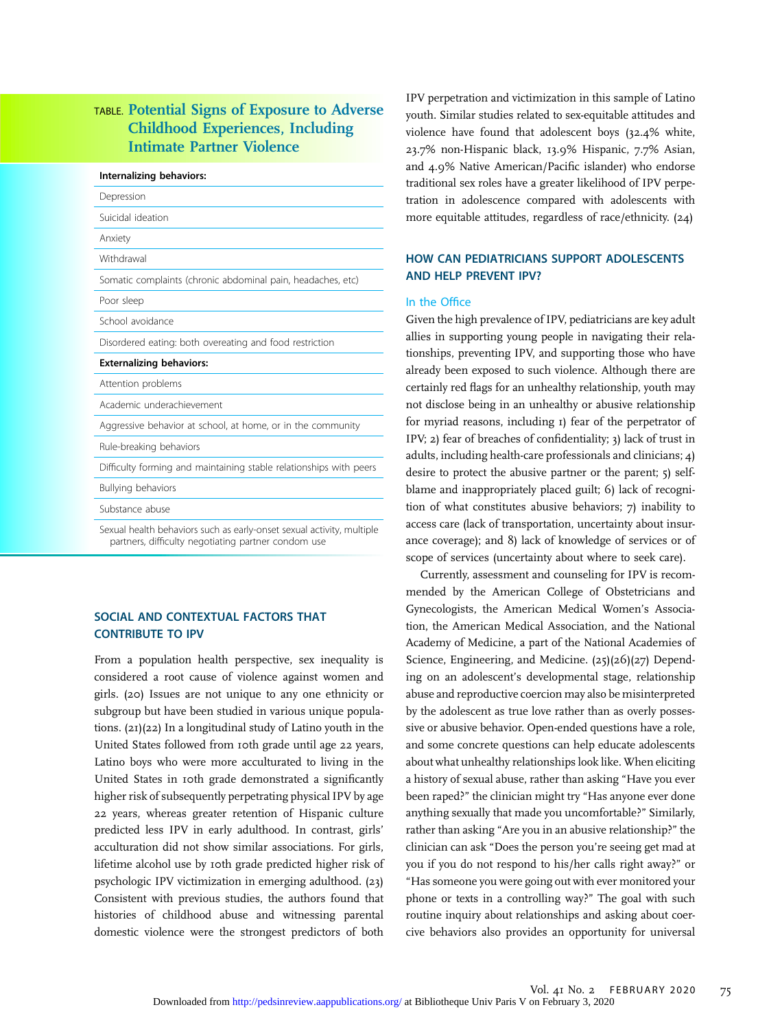**TABLE. Potential Signs of Exposure to Adverse Childhood Experiences, Including Intimate Partner Violence**

| **Internalizing behaviors:** |
|---|
| Depression |
| Suicidal ideation |
| Anxiety |
| Withdrawal |
| Somatic complaints (chronic abdominal pain, headaches, etc) |
| Poor sleep |
| School avoidance |
| Disordered eating: both overeating and food restriction |
| **Externalizing behaviors:** |
| Attention problems |
| Academic underachievement |
| Aggressive behavior at school, at home, or in the community |
| Rule-breaking behaviors |
| Difficulty forming and maintaining stable relationships with peers |
| Bullying behaviors |
| Substance abuse |
| Sexual health behaviors such as early-onset sexual activity, multiple partners, difficulty negotiating partner condom use |

## SOCIAL AND CONTEXTUAL FACTORS THAT CONTRIBUTE TO IPV

From a population health perspective, sex inequality is considered a root cause of violence against women and girls. (20) Issues are not unique to any one ethnicity or subgroup but have been studied in various unique populations. (21)(22) In a longitudinal study of Latino youth in the United States followed from 10th grade until age 22 years, Latino boys who were more acculturated to living in the United States in 10th grade demonstrated a significantly higher risk of subsequently perpetrating physical IPV by age 22 years, whereas greater retention of Hispanic culture predicted less IPV in early adulthood. In contrast, girls' acculturation did not show similar associations. For girls, lifetime alcohol use by 10th grade predicted higher risk of psychologic IPV victimization in emerging adulthood. (23) Consistent with previous studies, the authors found that histories of childhood abuse and witnessing parental domestic violence were the strongest predictors of both IPV perpetration and victimization in this sample of Latino youth. Similar studies related to sex-equitable attitudes and violence have found that adolescent boys (32.4% white, 23.7% non-Hispanic black, 13.9% Hispanic, 7.7% Asian, and 4.9% Native American/Pacific islander) who endorse traditional sex roles have a greater likelihood of IPV perpetration in adolescence compared with adolescents with more equitable attitudes, regardless of race/ethnicity. (24)

## HOW CAN PEDIATRICIANS SUPPORT ADOLESCENTS AND HELP PREVENT IPV?

### In the Office

Given the high prevalence of IPV, pediatricians are key adult allies in supporting young people in navigating their relationships, preventing IPV, and supporting those who have already been exposed to such violence. Although there are certainly red flags for an unhealthy relationship, youth may not disclose being in an unhealthy or abusive relationship for myriad reasons, including 1) fear of the perpetrator of IPV; 2) fear of breaches of confidentiality; 3) lack of trust in adults, including health-care professionals and clinicians; 4) desire to protect the abusive partner or the parent; 5) self-blame and inappropriately placed guilt; 6) lack of recognition of what constitutes abusive behaviors; 7) inability to access care (lack of transportation, uncertainty about insurance coverage); and 8) lack of knowledge of services or of scope of services (uncertainty about where to seek care).

Currently, assessment and counseling for IPV is recommended by the American College of Obstetricians and Gynecologists, the American Medical Women's Association, the American Medical Association, and the National Academy of Medicine, a part of the National Academies of Science, Engineering, and Medicine. (25)(26)(27) Depending on an adolescent's developmental stage, relationship abuse and reproductive coercion may also be misinterpreted by the adolescent as true love rather than as overly possessive or abusive behavior. Open-ended questions have a role, and some concrete questions can help educate adolescents about what unhealthy relationships look like. When eliciting a history of sexual abuse, rather than asking "Have you ever been raped?" the clinician might try "Has anyone ever done anything sexually that made you uncomfortable?" Similarly, rather than asking "Are you in an abusive relationship?" the clinician can ask "Does the person you're seeing get mad at you if you do not respond to his/her calls right away?" or "Has someone you were going out with ever monitored your phone or texts in a controlling way?" The goal with such routine inquiry about relationships and asking about coercive behaviors also provides an opportunity for universal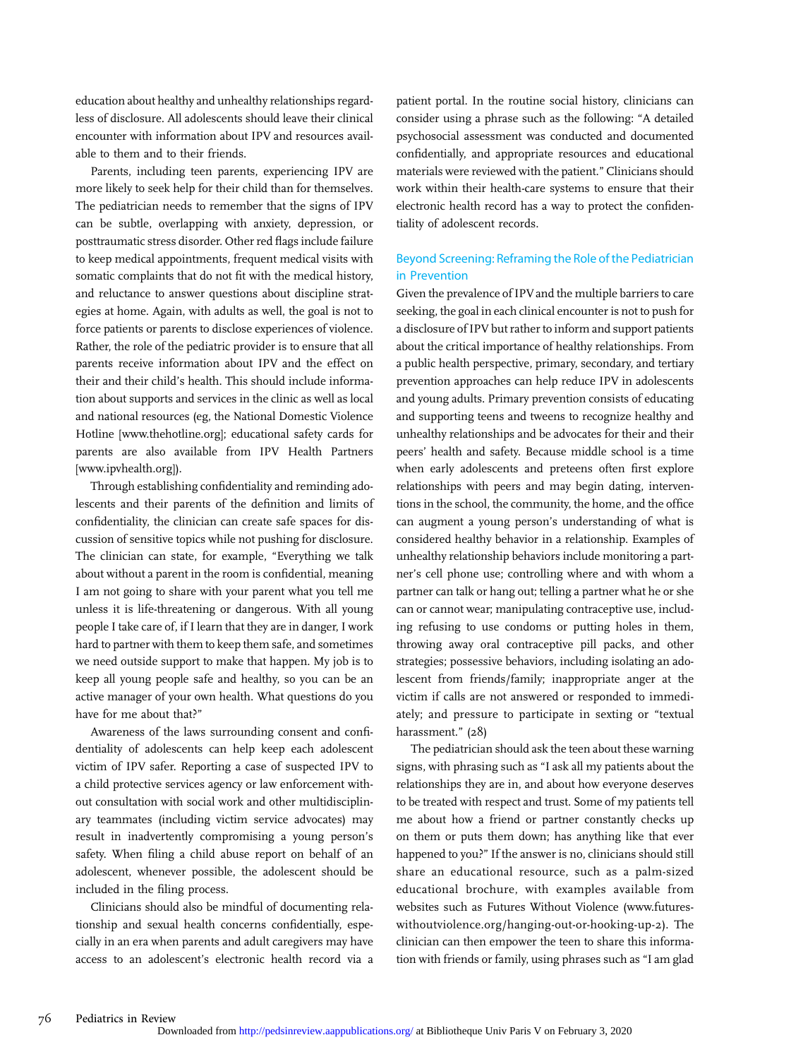education about healthy and unhealthy relationships regardless of disclosure. All adolescents should leave their clinical encounter with information about IPV and resources available to them and to their friends.

Parents, including teen parents, experiencing IPV are more likely to seek help for their child than for themselves. The pediatrician needs to remember that the signs of IPV can be subtle, overlapping with anxiety, depression, or posttraumatic stress disorder. Other red flags include failure to keep medical appointments, frequent medical visits with somatic complaints that do not fit with the medical history, and reluctance to answer questions about discipline strategies at home. Again, with adults as well, the goal is not to force patients or parents to disclose experiences of violence. Rather, the role of the pediatric provider is to ensure that all parents receive information about IPV and the effect on their and their child's health. This should include information about supports and services in the clinic as well as local and national resources (eg, the National Domestic Violence Hotline [www.thehotline.org]; educational safety cards for parents are also available from IPV Health Partners [www.ipvhealth.org]).

Through establishing confidentiality and reminding adolescents and their parents of the definition and limits of confidentiality, the clinician can create safe spaces for discussion of sensitive topics while not pushing for disclosure. The clinician can state, for example, "Everything we talk about without a parent in the room is confidential, meaning I am not going to share with your parent what you tell me unless it is life-threatening or dangerous. With all young people I take care of, if I learn that they are in danger, I work hard to partner with them to keep them safe, and sometimes we need outside support to make that happen. My job is to keep all young people safe and healthy, so you can be an active manager of your own health. What questions do you have for me about that?"

Awareness of the laws surrounding consent and confidentiality of adolescents can help keep each adolescent victim of IPV safer. Reporting a case of suspected IPV to a child protective services agency or law enforcement without consultation with social work and other multidisciplinary teammates (including victim service advocates) may result in inadvertently compromising a young person's safety. When filing a child abuse report on behalf of an adolescent, whenever possible, the adolescent should be included in the filing process.

Clinicians should also be mindful of documenting relationship and sexual health concerns confidentially, especially in an era when parents and adult caregivers may have access to an adolescent's electronic health record via a patient portal. In the routine social history, clinicians can consider using a phrase such as the following: "A detailed psychosocial assessment was conducted and documented confidentially, and appropriate resources and educational materials were reviewed with the patient." Clinicians should work within their health-care systems to ensure that their electronic health record has a way to protect the confidentiality of adolescent records.

## Beyond Screening: Reframing the Role of the Pediatrician in Prevention

Given the prevalence of IPV and the multiple barriers to care seeking, the goal in each clinical encounter is not to push for a disclosure of IPV but rather to inform and support patients about the critical importance of healthy relationships. From a public health perspective, primary, secondary, and tertiary prevention approaches can help reduce IPV in adolescents and young adults. Primary prevention consists of educating and supporting teens and tweens to recognize healthy and unhealthy relationships and be advocates for their and their peers' health and safety. Because middle school is a time when early adolescents and preteens often first explore relationships with peers and may begin dating, interventions in the school, the community, the home, and the office can augment a young person's understanding of what is considered healthy behavior in a relationship. Examples of unhealthy relationship behaviors include monitoring a partner's cell phone use; controlling where and with whom a partner can talk or hang out; telling a partner what he or she can or cannot wear; manipulating contraceptive use, including refusing to use condoms or putting holes in them, throwing away oral contraceptive pill packs, and other strategies; possessive behaviors, including isolating an adolescent from friends/family; inappropriate anger at the victim if calls are not answered or responded to immediately; and pressure to participate in sexting or "textual harassment." (28)

The pediatrician should ask the teen about these warning signs, with phrasing such as "I ask all my patients about the relationships they are in, and about how everyone deserves to be treated with respect and trust. Some of my patients tell me about how a friend or partner constantly checks up on them or puts them down; has anything like that ever happened to you?" If the answer is no, clinicians should still share an educational resource, such as a palm-sized educational brochure, with examples available from websites such as Futures Without Violence (www.futureswithoutviolence.org/hanging-out-or-hooking-up-2). The clinician can then empower the teen to share this information with friends or family, using phrases such as "I am glad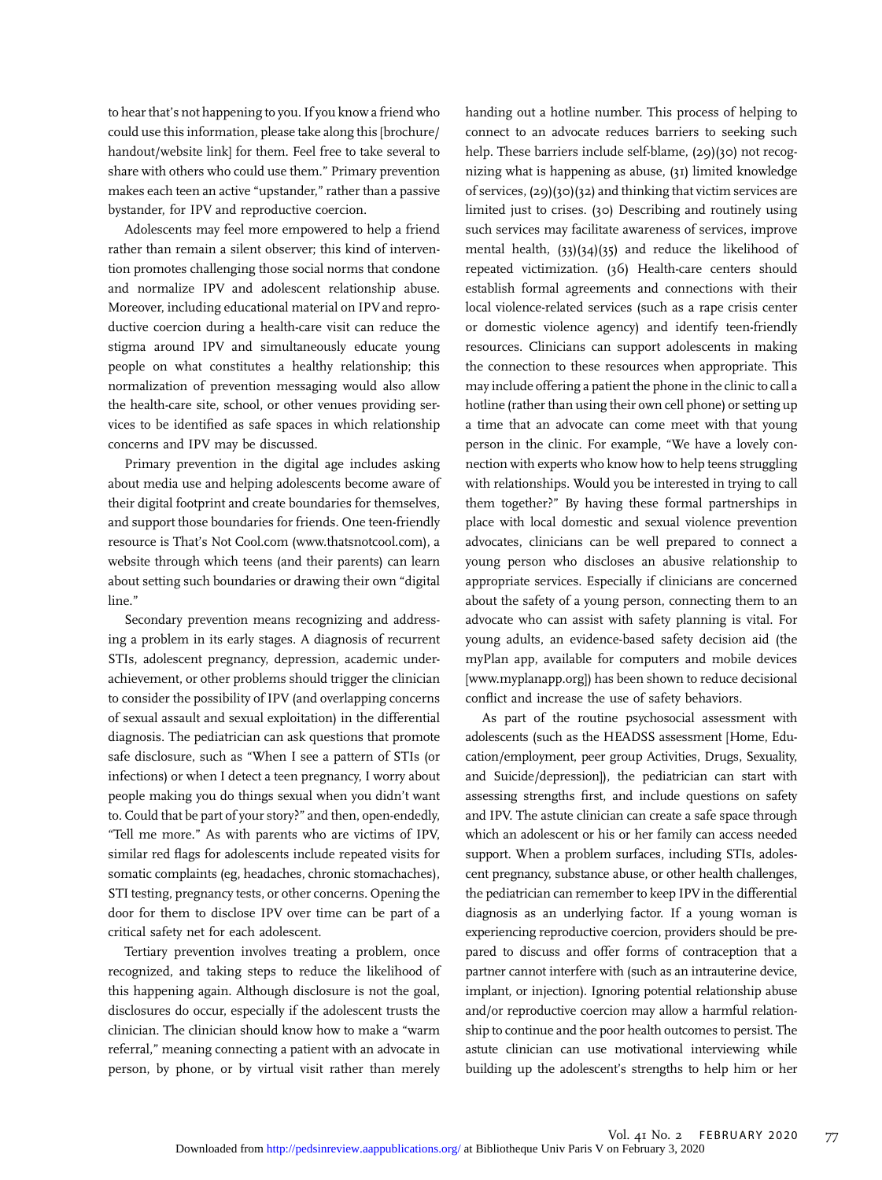to hear that's not happening to you. If you know a friend who could use this information, please take along this [brochure/handout/website link] for them. Feel free to take several to share with others who could use them." Primary prevention makes each teen an active "upstander," rather than a passive bystander, for IPV and reproductive coercion.

Adolescents may feel more empowered to help a friend rather than remain a silent observer; this kind of intervention promotes challenging those social norms that condone and normalize IPV and adolescent relationship abuse. Moreover, including educational material on IPV and reproductive coercion during a health-care visit can reduce the stigma around IPV and simultaneously educate young people on what constitutes a healthy relationship; this normalization of prevention messaging would also allow the health-care site, school, or other venues providing services to be identified as safe spaces in which relationship concerns and IPV may be discussed.

Primary prevention in the digital age includes asking about media use and helping adolescents become aware of their digital footprint and create boundaries for themselves, and support those boundaries for friends. One teen-friendly resource is That's Not Cool.com (www.thatsnotcool.com), a website through which teens (and their parents) can learn about setting such boundaries or drawing their own "digital line."

Secondary prevention means recognizing and addressing a problem in its early stages. A diagnosis of recurrent STIs, adolescent pregnancy, depression, academic underachievement, or other problems should trigger the clinician to consider the possibility of IPV (and overlapping concerns of sexual assault and sexual exploitation) in the differential diagnosis. The pediatrician can ask questions that promote safe disclosure, such as "When I see a pattern of STIs (or infections) or when I detect a teen pregnancy, I worry about people making you do things sexual when you didn't want to. Could that be part of your story?" and then, open-endedly, "Tell me more." As with parents who are victims of IPV, similar red flags for adolescents include repeated visits for somatic complaints (eg, headaches, chronic stomachaches), STI testing, pregnancy tests, or other concerns. Opening the door for them to disclose IPV over time can be part of a critical safety net for each adolescent.

Tertiary prevention involves treating a problem, once recognized, and taking steps to reduce the likelihood of this happening again. Although disclosure is not the goal, disclosures do occur, especially if the adolescent trusts the clinician. The clinician should know how to make a "warm referral," meaning connecting a patient with an advocate in person, by phone, or by virtual visit rather than merely handing out a hotline number. This process of helping to connect to an advocate reduces barriers to seeking such help. These barriers include self-blame, (29)(30) not recognizing what is happening as abuse, (31) limited knowledge of services, (29)(30)(32) and thinking that victim services are limited just to crises. (30) Describing and routinely using such services may facilitate awareness of services, improve mental health, (33)(34)(35) and reduce the likelihood of repeated victimization. (36) Health-care centers should establish formal agreements and connections with their local violence-related services (such as a rape crisis center or domestic violence agency) and identify teen-friendly resources. Clinicians can support adolescents in making the connection to these resources when appropriate. This may include offering a patient the phone in the clinic to call a hotline (rather than using their own cell phone) or setting up a time that an advocate can come meet with that young person in the clinic. For example, "We have a lovely connection with experts who know how to help teens struggling with relationships. Would you be interested in trying to call them together?" By having these formal partnerships in place with local domestic and sexual violence prevention advocates, clinicians can be well prepared to connect a young person who discloses an abusive relationship to appropriate services. Especially if clinicians are concerned about the safety of a young person, connecting them to an advocate who can assist with safety planning is vital. For young adults, an evidence-based safety decision aid (the myPlan app, available for computers and mobile devices [www.myplanapp.org]) has been shown to reduce decisional conflict and increase the use of safety behaviors.

As part of the routine psychosocial assessment with adolescents (such as the HEADSS assessment [Home, Education/employment, peer group Activities, Drugs, Sexuality, and Suicide/depression]), the pediatrician can start with assessing strengths first, and include questions on safety and IPV. The astute clinician can create a safe space through which an adolescent or his or her family can access needed support. When a problem surfaces, including STIs, adolescent pregnancy, substance abuse, or other health challenges, the pediatrician can remember to keep IPV in the differential diagnosis as an underlying factor. If a young woman is experiencing reproductive coercion, providers should be prepared to discuss and offer forms of contraception that a partner cannot interfere with (such as an intrauterine device, implant, or injection). Ignoring potential relationship abuse and/or reproductive coercion may allow a harmful relationship to continue and the poor health outcomes to persist. The astute clinician can use motivational interviewing while building up the adolescent's strengths to help him or her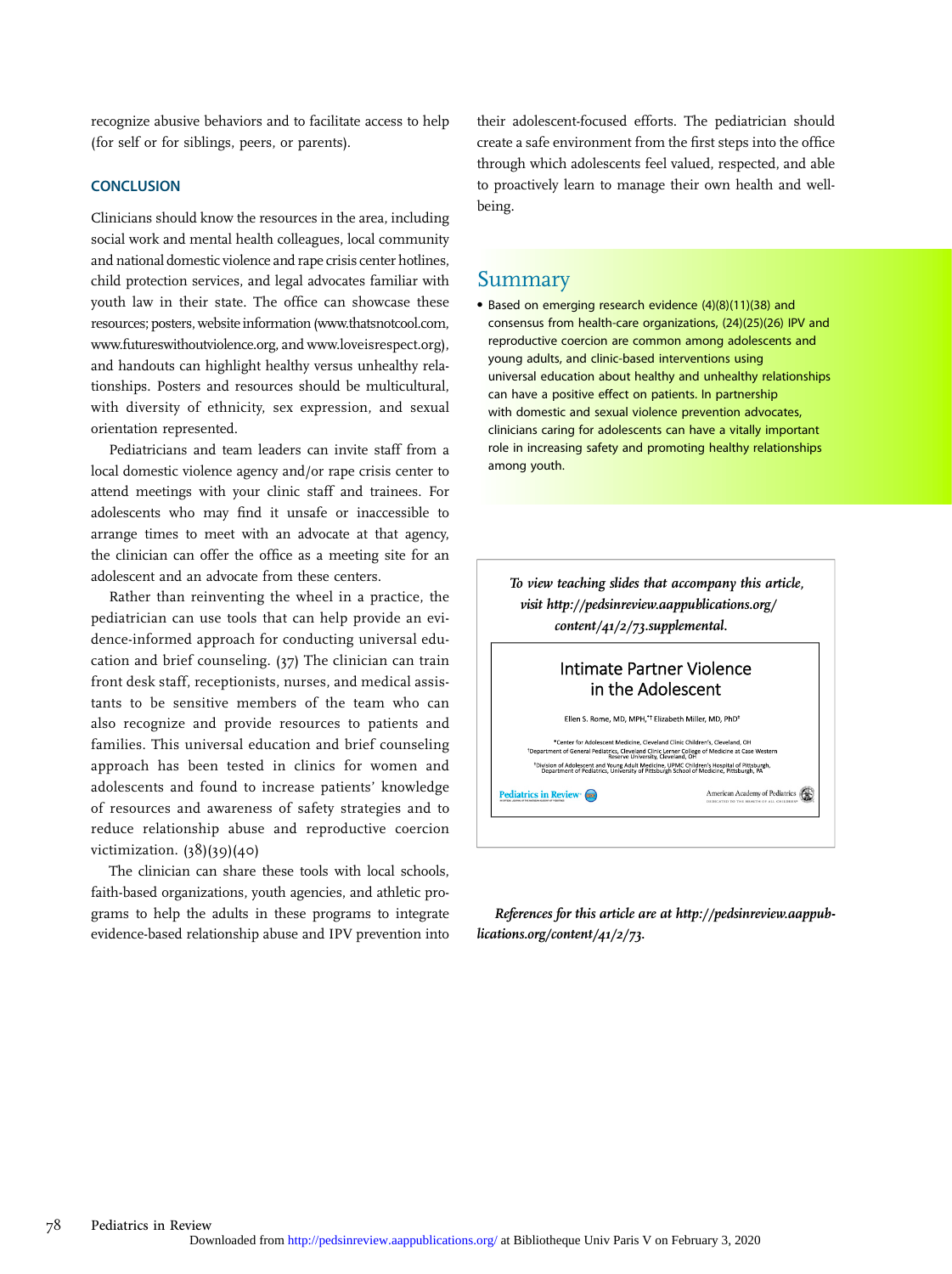recognize abusive behaviors and to facilitate access to help (for self or for siblings, peers, or parents).

## CONCLUSION

Clinicians should know the resources in the area, including social work and mental health colleagues, local community and national domestic violence and rape crisis center hotlines, child protection services, and legal advocates familiar with youth law in their state. The office can showcase these resources; posters, website information (www.thatsnotcool.com, www.futureswithoutviolence.org, and www.loveisrespect.org), and handouts can highlight healthy versus unhealthy relationships. Posters and resources should be multicultural, with diversity of ethnicity, sex expression, and sexual orientation represented.

Pediatricians and team leaders can invite staff from a local domestic violence agency and/or rape crisis center to attend meetings with your clinic staff and trainees. For adolescents who may find it unsafe or inaccessible to arrange times to meet with an advocate at that agency, the clinician can offer the office as a meeting site for an adolescent and an advocate from these centers.

Rather than reinventing the wheel in a practice, the pediatrician can use tools that can help provide an evidence-informed approach for conducting universal education and brief counseling. (37) The clinician can train front desk staff, receptionists, nurses, and medical assistants to be sensitive members of the team who can also recognize and provide resources to patients and families. This universal education and brief counseling approach has been tested in clinics for women and adolescents and found to increase patients' knowledge of resources and awareness of safety strategies and to reduce relationship abuse and reproductive coercion victimization. (38)(39)(40)

The clinician can share these tools with local schools, faith-based organizations, youth agencies, and athletic programs to help the adults in these programs to integrate evidence-based relationship abuse and IPV prevention into their adolescent-focused efforts. The pediatrician should create a safe environment from the first steps into the office through which adolescents feel valued, respected, and able to proactively learn to manage their own health and well-being.

## Summary

- Based on emerging research evidence (4)(8)(11)(38) and consensus from health-care organizations, (24)(25)(26) IPV and reproductive coercion are common among adolescents and young adults, and clinic-based interventions using universal education about healthy and unhealthy relationships can have a positive effect on patients. In partnership with domestic and sexual violence prevention advocates, clinicians caring for adolescents can have a vitally important role in increasing safety and promoting healthy relationships among youth.

*To view teaching slides that accompany this article, visit http://pedsinreview.aappublications.org/content/41/2/73.supplemental.*

Intimate Partner Violence in the Adolescent

Ellen S. Rome, MD, MPH,[*,†] Elizabeth Miller, MD, PhD[‡]

[*]Center for Adolescent Medicine, Cleveland Clinic Children's, Cleveland, OH
[†]Department of General Pediatrics, Cleveland Clinic Lerner College of Medicine at Case Western Reserve University, Cleveland, OH
[‡]Division of Adolescent and Young Adult Medicine, UPMC Children's Hospital of Pittsburgh, Department of Pediatrics, University of Pittsburgh School of Medicine, Pittsburgh, PA

Pediatrics in Review — American Academy of Pediatrics

*References for this article are at http://pedsinreview.aappublications.org/content/41/2/73.*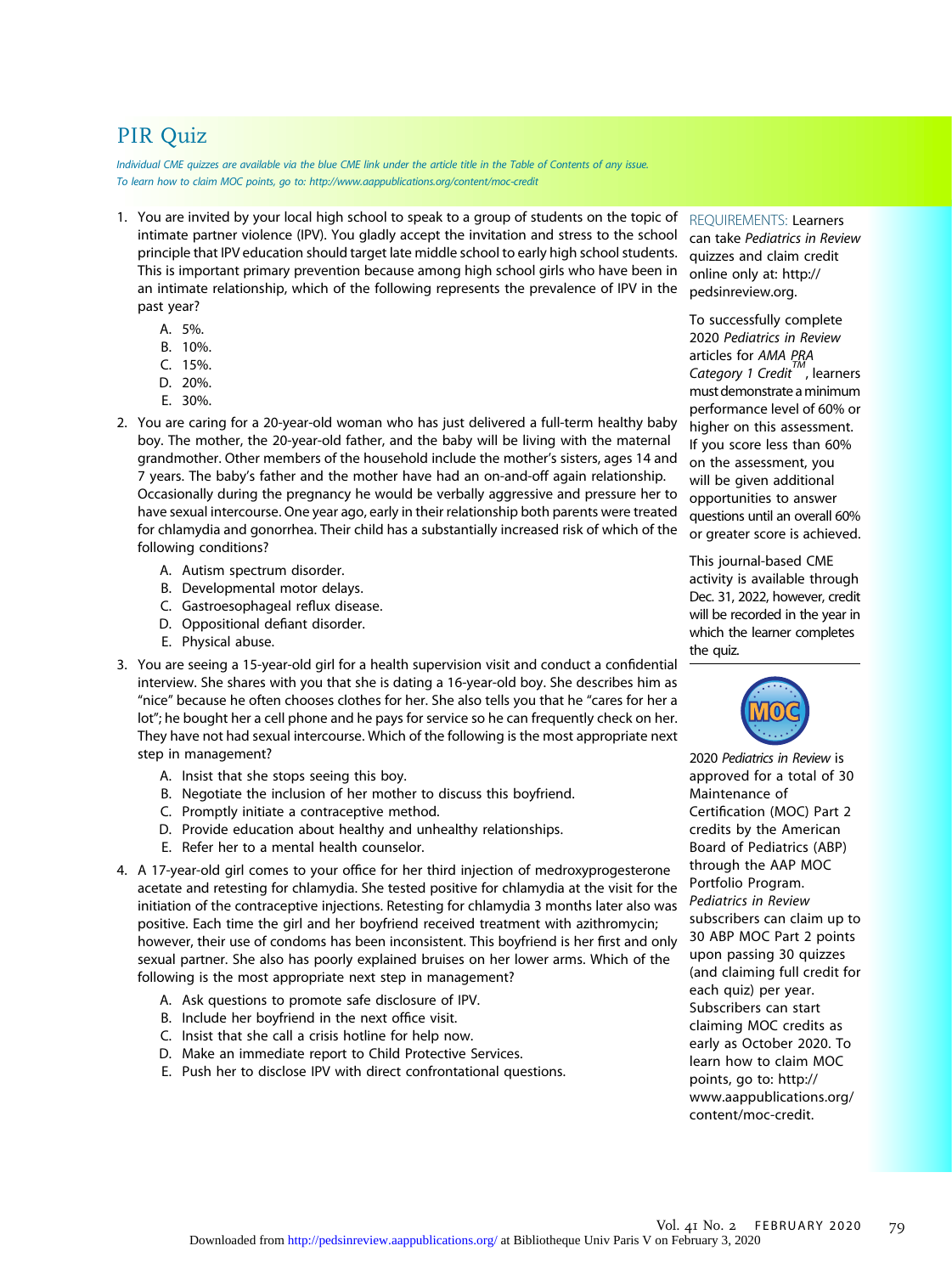# PIR Quiz

*Individual CME quizzes are available via the blue CME link under the article title in the Table of Contents of any issue.*
*To learn how to claim MOC points, go to: http://www.aappublications.org/content/moc-credit*

1. You are invited by your local high school to speak to a group of students on the topic of intimate partner violence (IPV). You gladly accept the invitation and stress to the school principle that IPV education should target late middle school to early high school students. This is important primary prevention because among high school girls who have been in an intimate relationship, which of the following represents the prevalence of IPV in the past year?

   A. 5%.
   B. 10%.
   C. 15%.
   D. 20%.
   E. 30%.

2. You are caring for a 20-year-old woman who has just delivered a full-term healthy baby boy. The mother, the 20-year-old father, and the baby will be living with the maternal grandmother. Other members of the household include the mother's sisters, ages 14 and 7 years. The baby's father and the mother have had an on-and-off again relationship. Occasionally during the pregnancy he would be verbally aggressive and pressure her to have sexual intercourse. One year ago, early in their relationship both parents were treated for chlamydia and gonorrhea. Their child has a substantially increased risk of which of the following conditions?

   A. Autism spectrum disorder.
   B. Developmental motor delays.
   C. Gastroesophageal reflux disease.
   D. Oppositional defiant disorder.
   E. Physical abuse.

3. You are seeing a 15-year-old girl for a health supervision visit and conduct a confidential interview. She shares with you that she is dating a 16-year-old boy. She describes him as "nice" because he often chooses clothes for her. She also tells you that he "cares for her a lot"; he bought her a cell phone and he pays for service so he can frequently check on her. They have not had sexual intercourse. Which of the following is the most appropriate next step in management?

   A. Insist that she stops seeing this boy.
   B. Negotiate the inclusion of her mother to discuss this boyfriend.
   C. Promptly initiate a contraceptive method.
   D. Provide education about healthy and unhealthy relationships.
   E. Refer her to a mental health counselor.

4. A 17-year-old girl comes to your office for her third injection of medroxyprogesterone acetate and retesting for chlamydia. She tested positive for chlamydia at the visit for the initiation of the contraceptive injections. Retesting for chlamydia 3 months later also was positive. Each time the girl and her boyfriend received treatment with azithromycin; however, their use of condoms has been inconsistent. This boyfriend is her first and only sexual partner. She also has poorly explained bruises on her lower arms. Which of the following is the most appropriate next step in management?

   A. Ask questions to promote safe disclosure of IPV.
   B. Include her boyfriend in the next office visit.
   C. Insist that she call a crisis hotline for help now.
   D. Make an immediate report to Child Protective Services.
   E. Push her to disclose IPV with direct confrontational questions.

REQUIREMENTS: Learners can take *Pediatrics in Review* quizzes and claim credit online only at: http://pedsinreview.org.

To successfully complete 2020 *Pediatrics in Review* articles for *AMA PRA Category 1 Credit*™, learners must demonstrate a minimum performance level of 60% or higher on this assessment. If you score less than 60% on the assessment, you will be given additional opportunities to answer questions until an overall 60% or greater score is achieved.

This journal-based CME activity is available through Dec. 31, 2022, however, credit will be recorded in the year in which the learner completes the quiz.

2020 *Pediatrics in Review* is approved for a total of 30 Maintenance of Certification (MOC) Part 2 credits by the American Board of Pediatrics (ABP) through the AAP MOC Portfolio Program. *Pediatrics in Review* subscribers can claim up to 30 ABP MOC Part 2 points upon passing 30 quizzes (and claiming full credit for each quiz) per year. Subscribers can start claiming MOC credits as early as October 2020. To learn how to claim MOC points, go to: http://www.aappublications.org/content/moc-credit.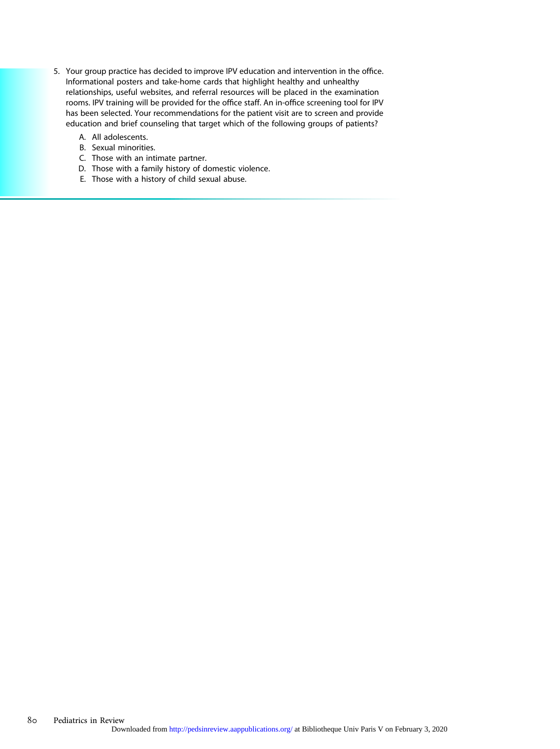5. Your group practice has decided to improve IPV education and intervention in the office. Informational posters and take-home cards that highlight healthy and unhealthy relationships, useful websites, and referral resources will be placed in the examination rooms. IPV training will be provided for the office staff. An in-office screening tool for IPV has been selected. Your recommendations for the patient visit are to screen and provide education and brief counseling that target which of the following groups of patients?

    A. All adolescents.
    B. Sexual minorities.
    C. Those with an intimate partner.
    D. Those with a family history of domestic violence.
    E. Those with a history of child sexual abuse.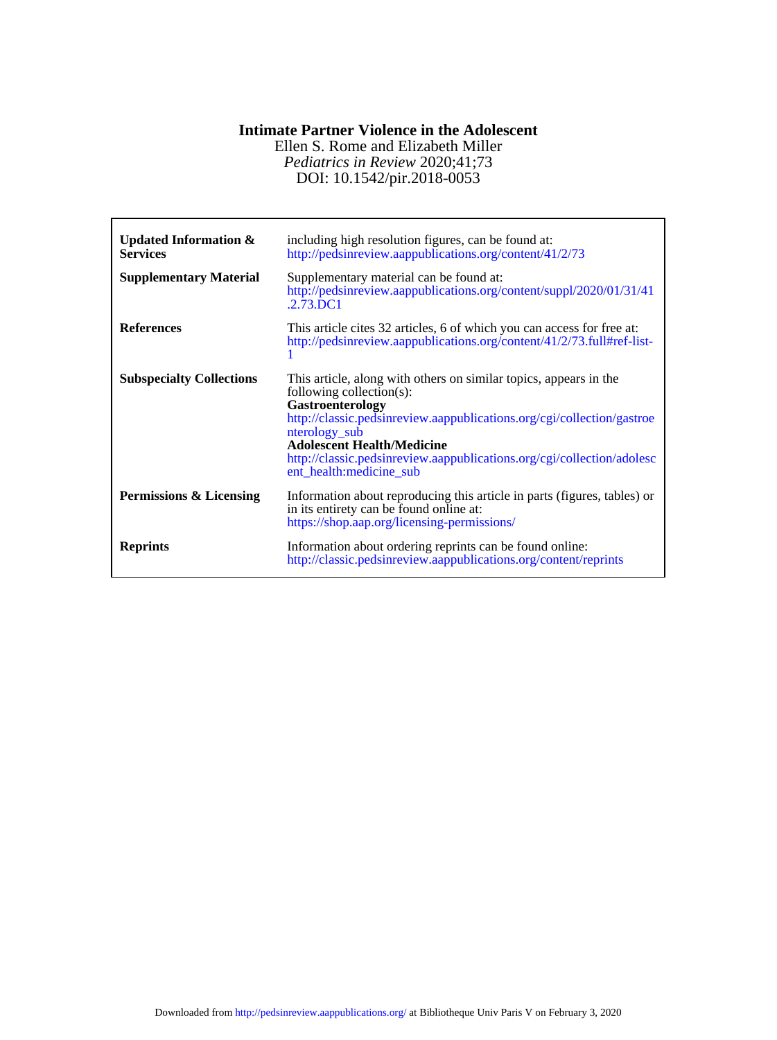# Intimate Partner Violence in the Adolescent

Ellen S. Rome and Elizabeth Miller

*Pediatrics in Review* 2020;41;73

DOI: 10.1542/pir.2018-0053

| | |
|---|---|
| **Updated Information & Services** | including high resolution figures, can be found at: http://pedsinreview.aappublications.org/content/41/2/73 |
| **Supplementary Material** | Supplementary material can be found at: http://pedsinreview.aappublications.org/content/suppl/2020/01/31/41.2.73.DC1 |
| **References** | This article cites 32 articles, 6 of which you can access for free at: http://pedsinreview.aappublications.org/content/41/2/73.full#ref-list-1 |
| **Subspecialty Collections** | This article, along with others on similar topics, appears in the following collection(s): **Gastroenterology** http://classic.pedsinreview.aappublications.org/cgi/collection/gastroenterology_sub **Adolescent Health/Medicine** http://classic.pedsinreview.aappublications.org/cgi/collection/adolescent_health:medicine_sub |
| **Permissions & Licensing** | Information about reproducing this article in parts (figures, tables) or in its entirety can be found online at: https://shop.aap.org/licensing-permissions/ |
| **Reprints** | Information about ordering reprints can be found online: http://classic.pedsinreview.aappublications.org/content/reprints |

Downloaded from http://pedsinreview.aappublications.org/ at Bibliotheque Univ Paris V on February 3, 2020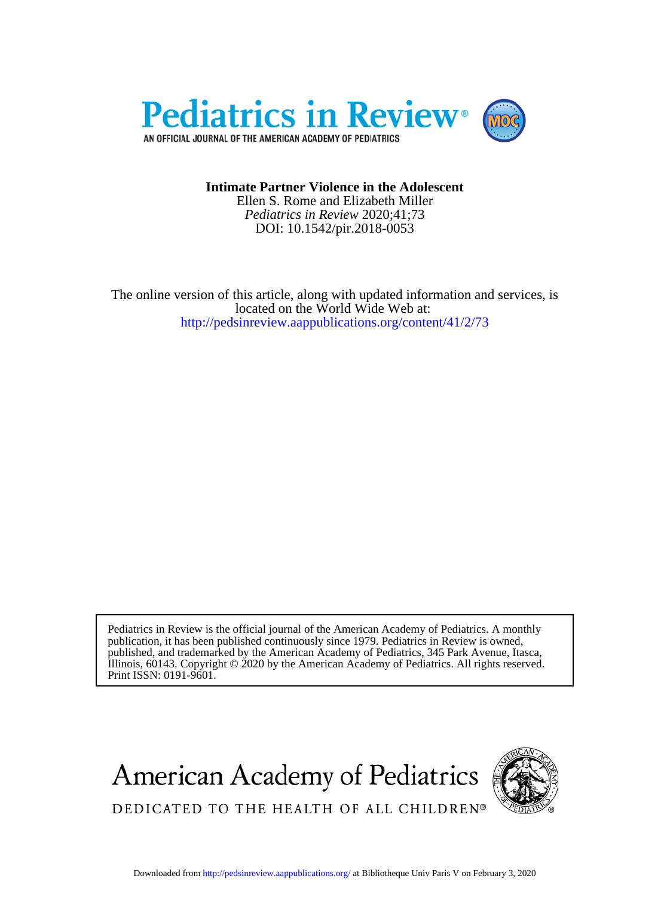# Pediatrics in Review®

AN OFFICIAL JOURNAL OF THE AMERICAN ACADEMY OF PEDIATRICS

**Intimate Partner Violence in the Adolescent**
Ellen S. Rome and Elizabeth Miller
*Pediatrics in Review* 2020;41;73
DOI: 10.1542/pir.2018-0053

The online version of this article, along with updated information and services, is located on the World Wide Web at:
http://pedsinreview.aappublications.org/content/41/2/73

Pediatrics in Review is the official journal of the American Academy of Pediatrics. A monthly publication, it has been published continuously since 1979. Pediatrics in Review is owned, published, and trademarked by the American Academy of Pediatrics, 345 Park Avenue, Itasca, Illinois, 60143. Copyright © 2020 by the American Academy of Pediatrics. All rights reserved. Print ISSN: 0191-9601.

American Academy of Pediatrics

DEDICATED TO THE HEALTH OF ALL CHILDREN®

Downloaded from http://pedsinreview.aappublications.org/ at Bibliotheque Univ Paris V on February 3, 2020